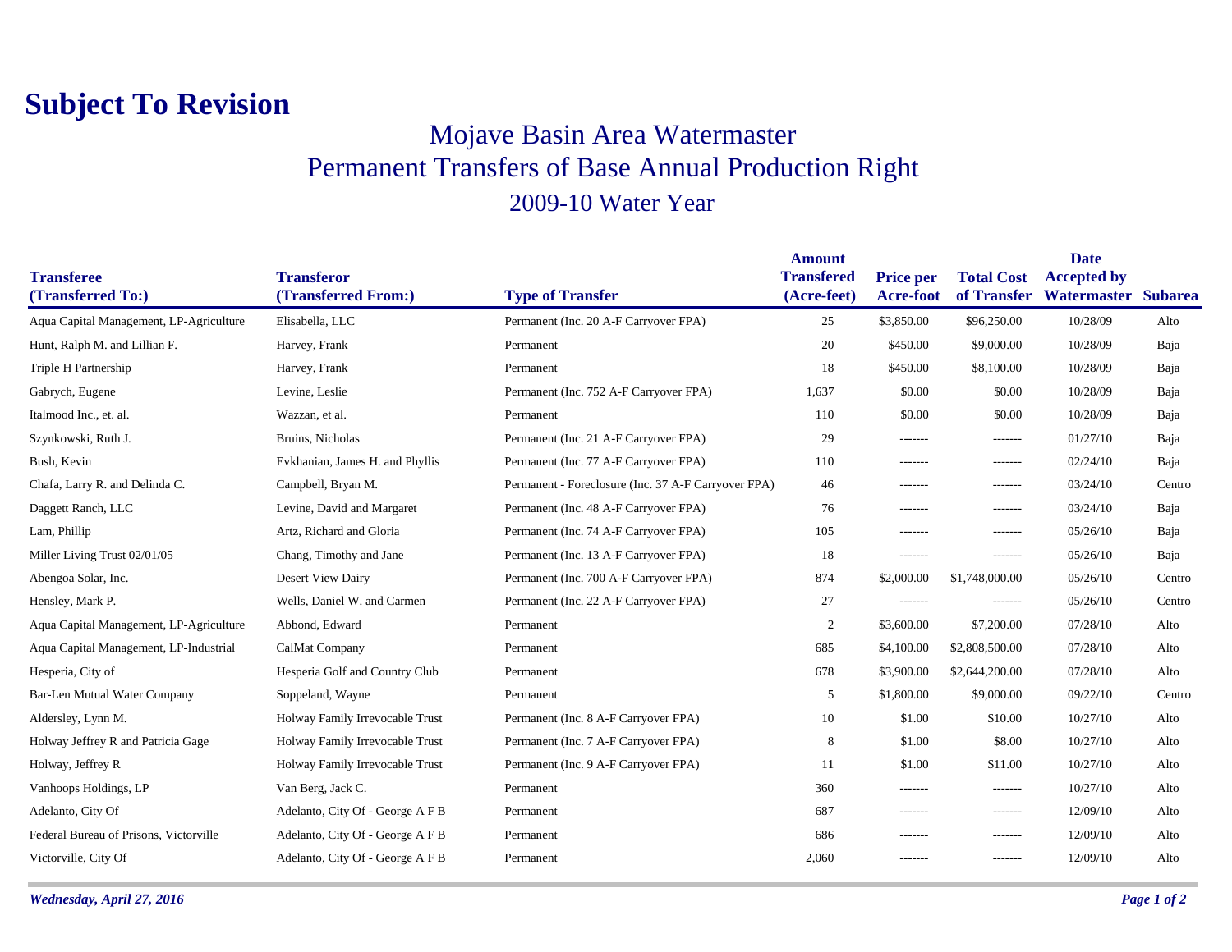# Subject To Revision

## Mojave Basin Area Watermaster
## Permanent Transfers of Base Annual Production Right
## 2009-10 Water Year

| Transferee (Transferred To:) | Transferor (Transferred From:) | Type of Transfer | Amount Transfered (Acre-feet) | Price per Acre-foot | Total Cost of Transfer | Date Accepted by Watermaster | Subarea |
|---|---|---|---|---|---|---|---|
| Aqua Capital Management, LP-Agriculture | Elisabella, LLC | Permanent (Inc. 20 A-F Carryover FPA) | 25 | $3,850.00 | $96,250.00 | 10/28/09 | Alto |
| Hunt, Ralph M. and Lillian F. | Harvey, Frank | Permanent | 20 | $450.00 | $9,000.00 | 10/28/09 | Baja |
| Triple H Partnership | Harvey, Frank | Permanent | 18 | $450.00 | $8,100.00 | 10/28/09 | Baja |
| Gabrych, Eugene | Levine, Leslie | Permanent (Inc. 752 A-F Carryover FPA) | 1,637 | $0.00 | $0.00 | 10/28/09 | Baja |
| Italmood Inc., et. al. | Wazzan, et al. | Permanent | 110 | $0.00 | $0.00 | 10/28/09 | Baja |
| Szynkowski, Ruth J. | Bruins, Nicholas | Permanent (Inc. 21 A-F Carryover FPA) | 29 | ------- | ------- | 01/27/10 | Baja |
| Bush, Kevin | Evkhanian, James H. and Phyllis | Permanent (Inc. 77 A-F Carryover FPA) | 110 | ------- | ------- | 02/24/10 | Baja |
| Chafa, Larry R. and Delinda C. | Campbell, Bryan M. | Permanent - Foreclosure (Inc. 37 A-F Carryover FPA) | 46 | ------- | ------- | 03/24/10 | Centro |
| Daggett Ranch, LLC | Levine, David and Margaret | Permanent (Inc. 48 A-F Carryover FPA) | 76 | ------- | ------- | 03/24/10 | Baja |
| Lam, Phillip | Artz, Richard and Gloria | Permanent (Inc. 74 A-F Carryover FPA) | 105 | ------- | ------- | 05/26/10 | Baja |
| Miller Living Trust 02/01/05 | Chang, Timothy and Jane | Permanent (Inc. 13 A-F Carryover FPA) | 18 | ------- | ------- | 05/26/10 | Baja |
| Abengoa Solar, Inc. | Desert View Dairy | Permanent (Inc. 700 A-F Carryover FPA) | 874 | $2,000.00 | $1,748,000.00 | 05/26/10 | Centro |
| Hensley, Mark P. | Wells, Daniel W. and Carmen | Permanent (Inc. 22 A-F Carryover FPA) | 27 | ------- | ------- | 05/26/10 | Centro |
| Aqua Capital Management, LP-Agriculture | Abbond, Edward | Permanent | 2 | $3,600.00 | $7,200.00 | 07/28/10 | Alto |
| Aqua Capital Management, LP-Industrial | CalMat Company | Permanent | 685 | $4,100.00 | $2,808,500.00 | 07/28/10 | Alto |
| Hesperia, City of | Hesperia Golf and Country Club | Permanent | 678 | $3,900.00 | $2,644,200.00 | 07/28/10 | Alto |
| Bar-Len Mutual Water Company | Soppeland, Wayne | Permanent | 5 | $1,800.00 | $9,000.00 | 09/22/10 | Centro |
| Aldersley, Lynn M. | Holway Family Irrevocable Trust | Permanent (Inc. 8 A-F Carryover FPA) | 10 | $1.00 | $10.00 | 10/27/10 | Alto |
| Holway Jeffrey R and Patricia Gage | Holway Family Irrevocable Trust | Permanent (Inc. 7 A-F Carryover FPA) | 8 | $1.00 | $8.00 | 10/27/10 | Alto |
| Holway, Jeffrey R | Holway Family Irrevocable Trust | Permanent (Inc. 9 A-F Carryover FPA) | 11 | $1.00 | $11.00 | 10/27/10 | Alto |
| Vanhoops Holdings, LP | Van Berg, Jack C. | Permanent | 360 | ------- | ------- | 10/27/10 | Alto |
| Adelanto, City Of | Adelanto, City Of - George A F B | Permanent | 687 | ------- | ------- | 12/09/10 | Alto |
| Federal Bureau of Prisons, Victorville | Adelanto, City Of - George A F B | Permanent | 686 | ------- | ------- | 12/09/10 | Alto |
| Victorville, City Of | Adelanto, City Of - George A F B | Permanent | 2,060 | ------- | ------- | 12/09/10 | Alto |

*Wednesday, April 27, 2016*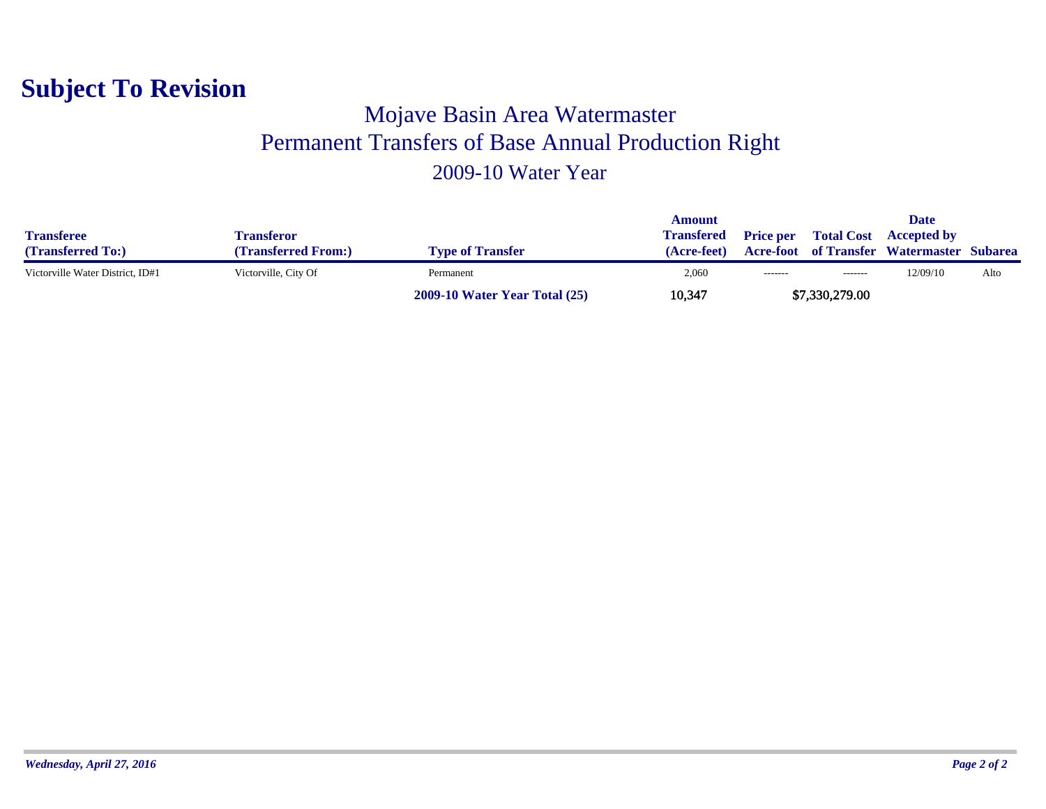**Subject To Revision**

# Mojave Basin Area Watermaster
## Permanent Transfers of Base Annual Production Right
## 2009-10 Water Year

| Transferee (Transferred To:) | Transferor (Transferred From:) | Type of Transfer | Amount Transfered (Acre-feet) | Price per Acre-foot | Total Cost of Transfer | Date Accepted by Watermaster | Subarea |
|---|---|---|---|---|---|---|---|
| Victorville Water District, ID#1 | Victorville, City Of | Permanent | 2,060 | ------- | ------- | 12/09/10 | Alto |
| | | **2009-10 Water Year Total (25)** | 10,347 | | $7,330,279.00 | | |